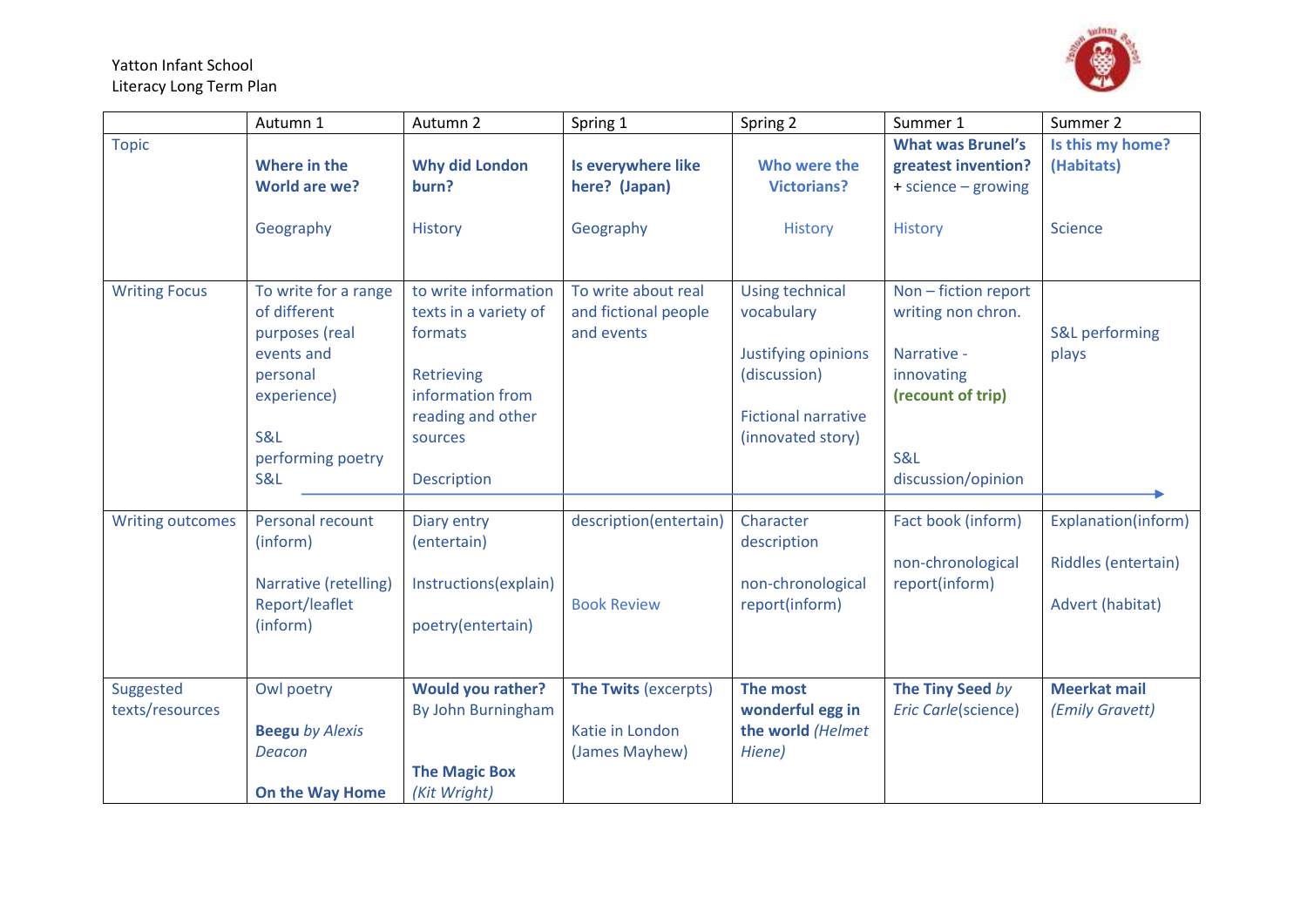Yatton Infant School
Literacy Long Term Plan

| | Autumn 1 | Autumn 2 | Spring 1 | Spring 2 | Summer 1 | Summer 2 |
|---|---|---|---|---|---|---|
| Topic | **Where in the World are we?**<br><br>Geography | **Why did London burn?**<br><br>History | **Is everywhere like here? (Japan)**<br><br>Geography | **Who were the Victorians?**<br><br>History | **What was Brunel's greatest invention?**<br>+ science – growing<br><br>History | **Is this my home? (Habitats)**<br><br>Science |
| Writing Focus | To write for a range of different purposes (real events and personal experience)<br><br>S&L<br>performing poetry<br>S&L | to write information texts in a variety of formats<br><br>Retrieving information from reading and other sources<br><br>Description | To write about real and fictional people and events | Using technical vocabulary<br><br>Justifying opinions (discussion)<br><br>Fictional narrative (innovated story) | Non – fiction report writing non chron.<br><br>Narrative - innovating<br>**(recount of trip)**<br><br>S&L<br>discussion/opinion | S&L performing plays |
| Writing outcomes | Personal recount (inform)<br><br>Narrative (retelling)<br>Report/leaflet (inform) | Diary entry (entertain)<br><br>Instructions(explain)<br><br>poetry(entertain) | description(entertain)<br><br><br>Book Review | Character description<br><br>non-chronological report(inform) | Fact book (inform)<br><br>non-chronological report(inform) | Explanation(inform)<br><br>Riddles (entertain)<br><br>Advert (habitat) |
| Suggested texts/resources | Owl poetry<br><br>**Beegu** *by Alexis Deacon*<br><br>**On the Way Home** | **Would you rather?**<br>By John Burningham<br><br>**The Magic Box**<br>*(Kit Wright)* | **The Twits** (excerpts)<br><br>Katie in London (James Mayhew) | **The most wonderful egg in the world** *(Helmet Hiene)* | **The Tiny Seed** *by Eric Carle*(science) | **Meerkat mail**<br>*(Emily Gravett)* |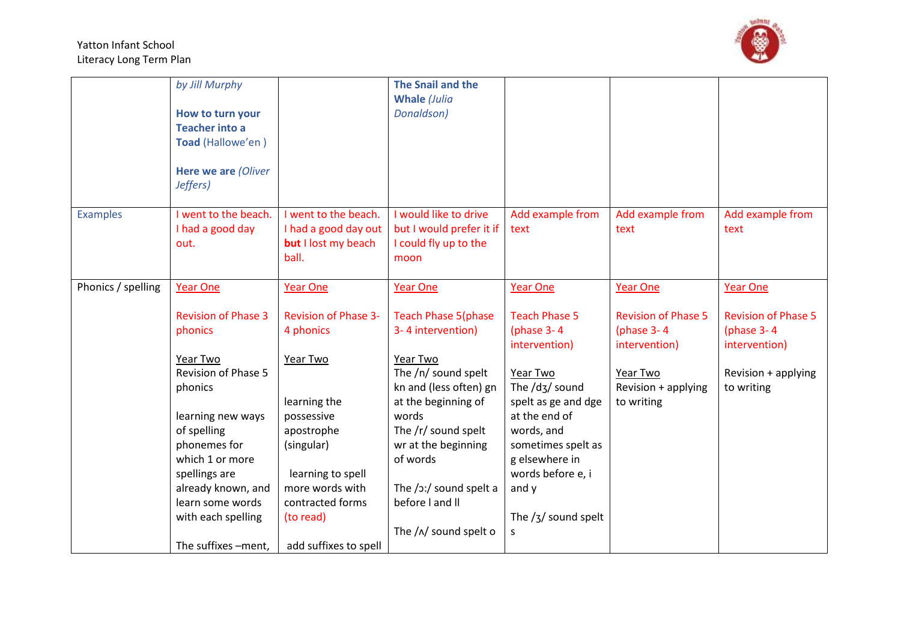Yatton Infant School
Literacy Long Term Plan

| | | | | | | |
|---|---|---|---|---|---|---|
| | *by Jill Murphy*<br><br>**How to turn your Teacher into a Toad** (Hallowe'en )<br><br>**Here we are** *(Oliver Jeffers)* | | **The Snail and the Whale** *(Julia Donaldson)* | | | |
| Examples | I went to the beach. I had a good day out. | I went to the beach. I had a good day out **but** I lost my beach ball. | I would like to drive but I would prefer it if I could fly up to the moon | Add example from text | Add example from text | Add example from text |
| Phonics / spelling | Year One<br><br>Revision of Phase 3 phonics<br><br>Year Two<br>Revision of Phase 5 phonics<br><br>learning new ways of spelling phonemes for which 1 or more spellings are already known, and learn some words with each spelling<br><br>The suffixes –ment, | Year One<br><br>Revision of Phase 3-4 phonics<br><br>Year Two<br><br>learning the possessive apostrophe (singular)<br><br>learning to spell more words with contracted forms (to read)<br><br>add suffixes to spell | Year One<br><br>Teach Phase 5(phase 3- 4 intervention)<br><br>Year Two<br>The /n/ sound spelt kn and (less often) gn at the beginning of words<br>The /r/ sound spelt wr at the beginning of words<br><br>The /ɔ:/ sound spelt a before l and ll<br><br>The /ʌ/ sound spelt o | Year One<br><br>Teach Phase 5 (phase 3- 4 intervention)<br><br>Year Two<br>The /dʒ/ sound spelt as ge and dge at the end of words, and sometimes spelt as g elsewhere in words before e, i and y<br><br>The /ʒ/ sound spelt s | Year One<br><br>Revision of Phase 5 (phase 3- 4 intervention)<br><br>Year Two<br>Revision + applying to writing | Year One<br><br>Revision of Phase 5 (phase 3- 4 intervention)<br><br>Revision + applying to writing |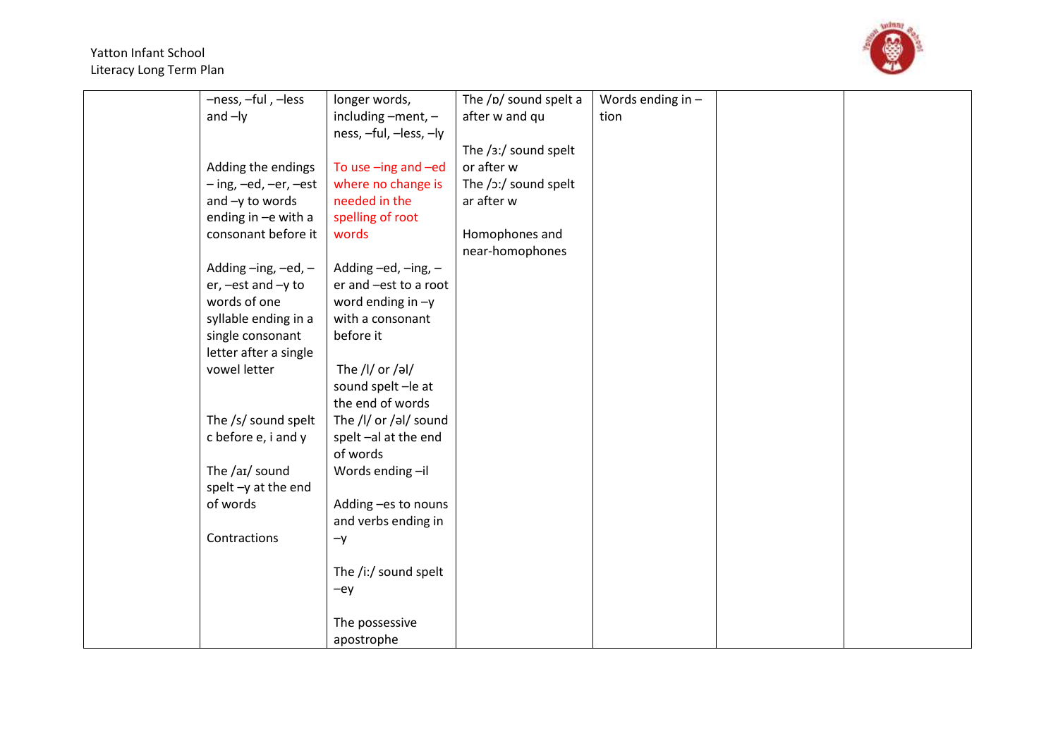| | | | | | | |
|---|---|---|---|---|---|---|
| | –ness, –ful , –less and –ly<br><br>Adding the endings – ing, –ed, –er, –est and –y to words ending in –e with a consonant before it<br><br>Adding –ing, –ed, –er, –est and –y to words of one syllable ending in a single consonant letter after a single vowel letter<br><br>The /s/ sound spelt c before e, i and y<br><br>The /aɪ/ sound spelt –y at the end of words<br><br>Contractions | longer words, including –ment, –ness, –ful, –less, –ly<br><br>To use –ing and –ed where no change is needed in the spelling of root words<br><br>Adding –ed, –ing, –er and –est to a root word ending in –y with a consonant before it<br><br>The /l/ or /əl/ sound spelt –le at the end of words<br>The /l/ or /əl/ sound spelt –al at the end of words<br>Words ending –il<br><br>Adding –es to nouns and verbs ending in –y<br><br>The /i:/ sound spelt –ey<br><br>The possessive apostrophe | The /ɒ/ sound spelt a after w and qu<br><br>The /ɜ:/ sound spelt or after w<br>The /ɔ:/ sound spelt ar after w<br><br>Homophones and near-homophones | Words ending in –tion | | |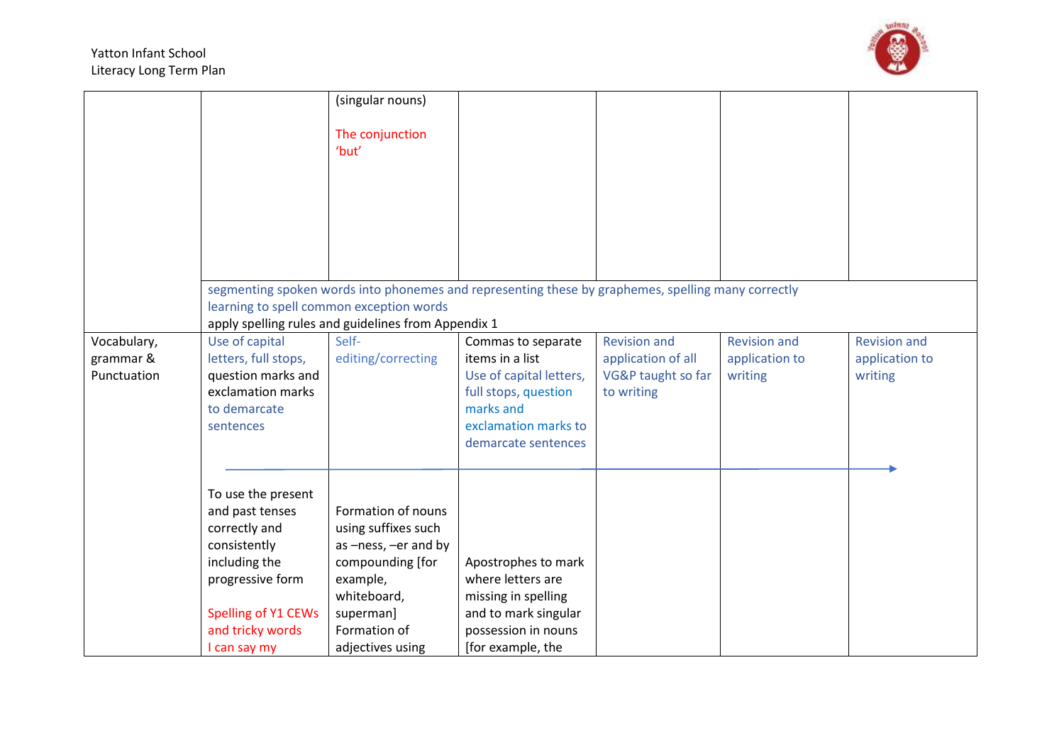| | | | | | | |
|---|---|---|---|---|---|---|
| | | (singular nouns)<br><br>The conjunction 'but' | | | | |
| | segmenting spoken words into phonemes and representing these by graphemes, spelling many correctly<br>learning to spell common exception words<br>apply spelling rules and guidelines from Appendix 1 | | | | | |
| Vocabulary, grammar & Punctuation | Use of capital letters, full stops, question marks and exclamation marks to demarcate sentences | Self-editing/correcting | Commas to separate items in a list<br>Use of capital letters, full stops, question marks and exclamation marks to demarcate sentences | Revision and application of all VG&P taught so far to writing | Revision and application to writing | Revision and application to writing |
| | To use the present and past tenses correctly and consistently including the progressive form<br><br>Spelling of Y1 CEWs and tricky words<br>I can say my | Formation of nouns using suffixes such as –ness, –er and by compounding [for example, whiteboard, superman]<br>Formation of adjectives using | Apostrophes to mark where letters are missing in spelling and to mark singular possession in nouns [for example, the | | | |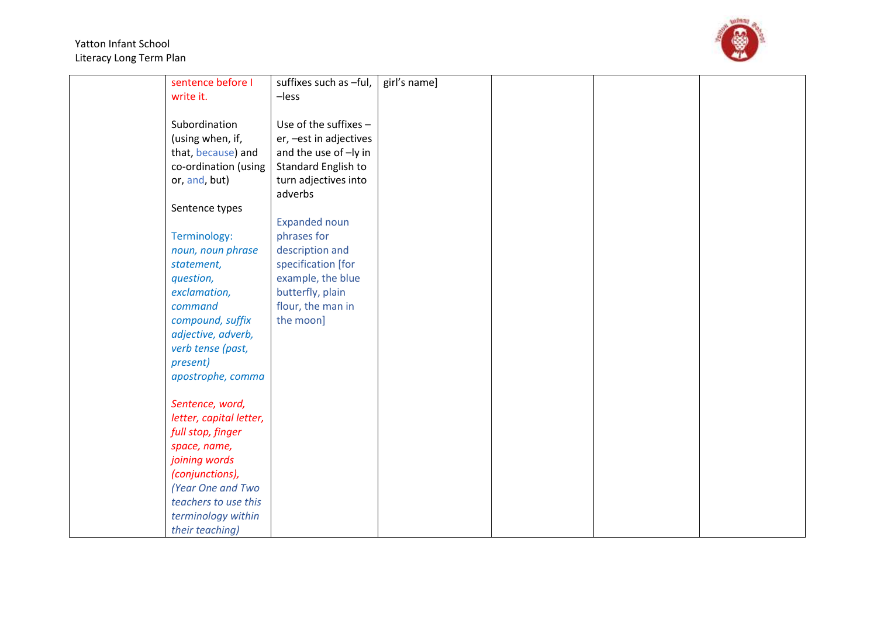| | | | | | | |
|---|---|---|---|---|---|---|
| | sentence before I write it.<br><br>Subordination (using when, if, that, because) and co-ordination (using or, and, but)<br><br>Sentence types<br><br>Terminology:<br>*noun, noun phrase statement, question, exclamation, command compound, suffix adjective, adverb, verb tense (past, present) apostrophe, comma*<br><br>*Sentence, word, letter, capital letter, full stop, finger space, name, joining words (conjunctions), (Year One and Two teachers to use this terminology within their teaching)* | suffixes such as –ful, –less<br><br>Use of the suffixes –er, –est in adjectives and the use of –ly in Standard English to turn adjectives into adverbs<br><br>Expanded noun phrases for description and specification [for example, the blue butterfly, plain flour, the man in the moon] | girl's name] | | | |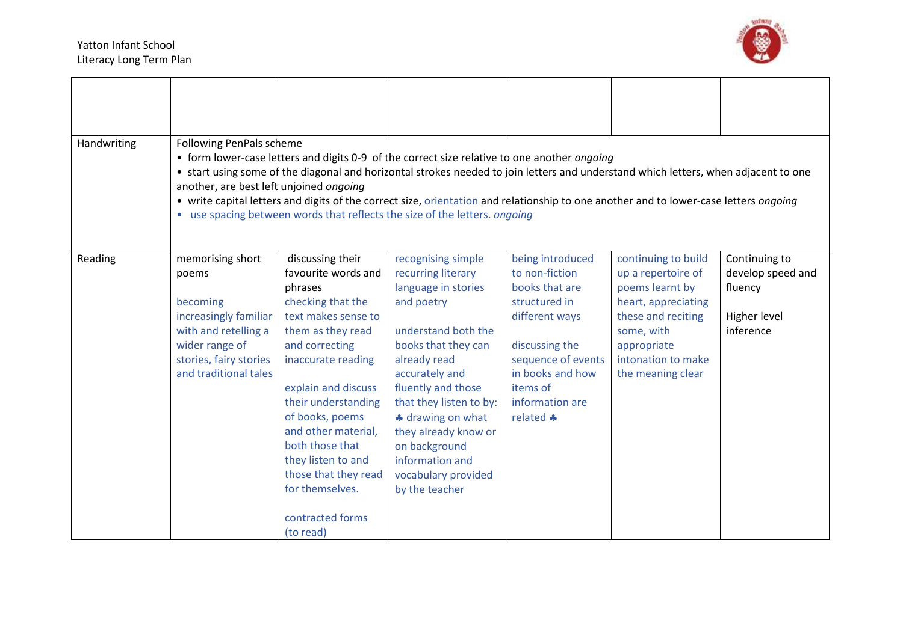Yatton Infant School
Literacy Long Term Plan

| | | | | | | |
|---|---|---|---|---|---|---|
| Handwriting | Following PenPals scheme<br>• form lower-case letters and digits 0-9 of the correct size relative to one another *ongoing*<br>• start using some of the diagonal and horizontal strokes needed to join letters and understand which letters, when adjacent to one another, are best left unjoined *ongoing*<br>• write capital letters and digits of the correct size, orientation and relationship to one another and to lower-case letters *ongoing*<br>• use spacing between words that reflects the size of the letters. *ongoing* | | | | | |
| Reading | memorising short poems<br><br>becoming increasingly familiar with and retelling a wider range of stories, fairy stories and traditional tales | discussing their favourite words and phrases<br>checking that the text makes sense to them as they read and correcting inaccurate reading<br><br>explain and discuss their understanding of books, poems and other material, both those that they listen to and those that they read for themselves.<br><br>contracted forms (to read) | recognising simple recurring literary language in stories and poetry<br><br>understand both the books that they can already read accurately and fluently and those that they listen to by:<br>♣ drawing on what they already know or on background information and vocabulary provided by the teacher | being introduced to non-fiction books that are structured in different ways<br><br>discussing the sequence of events in books and how items of information are related ♣ | continuing to build up a repertoire of poems learnt by heart, appreciating these and reciting some, with appropriate intonation to make the meaning clear | Continuing to develop speed and fluency<br><br>Higher level inference |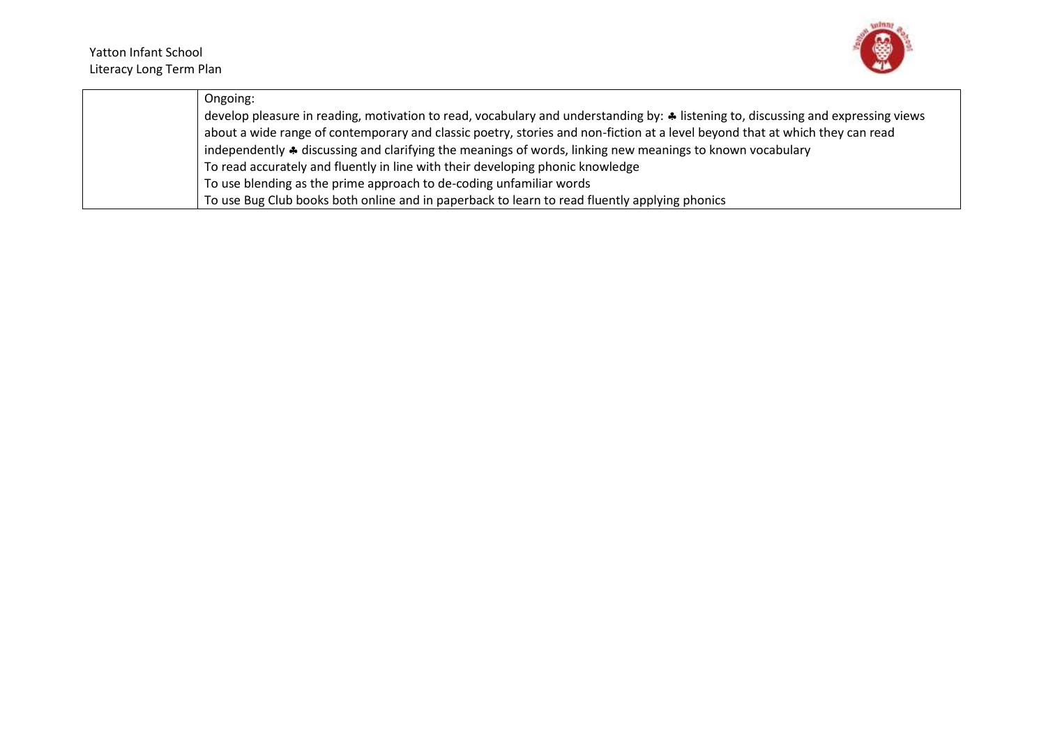| | |
|---|---|
| | Ongoing:<br>develop pleasure in reading, motivation to read, vocabulary and understanding by: ♣ listening to, discussing and expressing views about a wide range of contemporary and classic poetry, stories and non-fiction at a level beyond that at which they can read independently ♣ discussing and clarifying the meanings of words, linking new meanings to known vocabulary<br>To read accurately and fluently in line with their developing phonic knowledge<br>To use blending as the prime approach to de-coding unfamiliar words<br>To use Bug Club books both online and in paperback to learn to read fluently applying phonics |